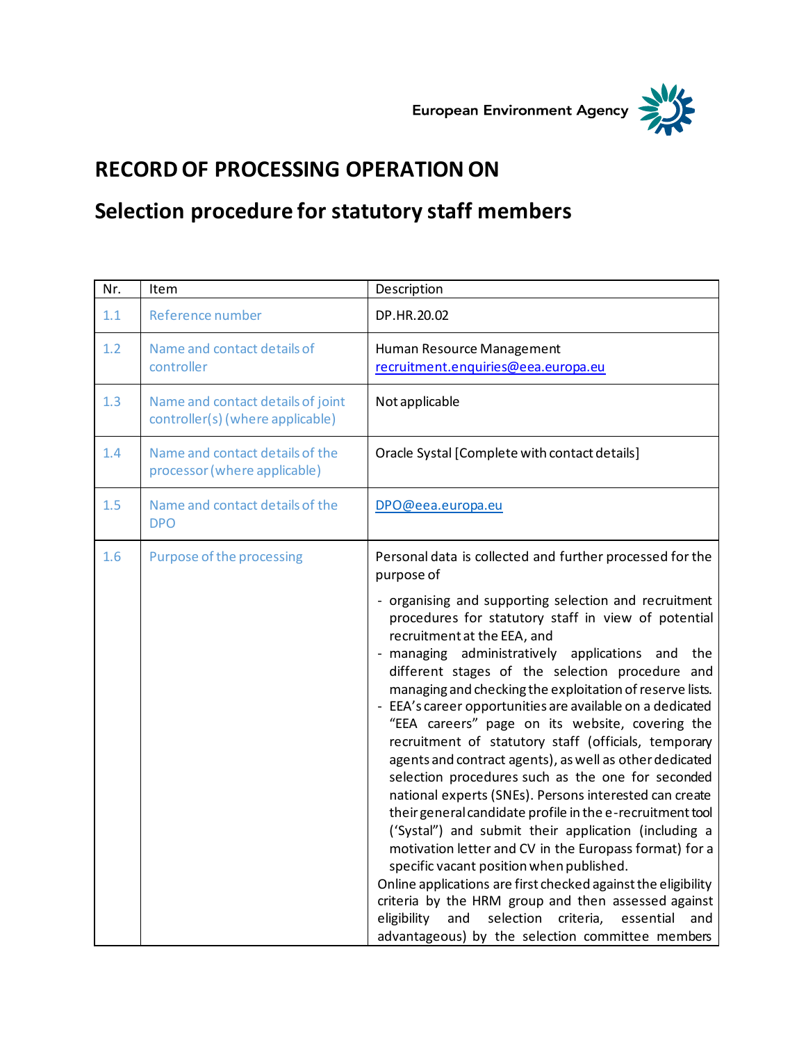European Environment Agency

# RECORD OF PROCESSING OPERATION ON

# Selection procedure for statutory staff members

| Nr. | Item | Description |
| --- | --- | --- |
| 1.1 | Reference number | DP.HR.20.02 |
| 1.2 | Name and contact details of controller | Human Resource Management<br>recruitment.enquiries@eea.europa.eu |
| 1.3 | Name and contact details of joint controller(s) (where applicable) | Not applicable |
| 1.4 | Name and contact details of the processor (where applicable) | Oracle Systal [Complete with contact details] |
| 1.5 | Name and contact details of the DPO | DPO@eea.europa.eu |
| 1.6 | Purpose of the processing | Personal data is collected and further processed for the purpose of<br>- organising and supporting selection and recruitment procedures for statutory staff in view of potential recruitment at the EEA, and<br>- managing administratively applications and the different stages of the selection procedure and managing and checking the exploitation of reserve lists.<br>- EEA's career opportunities are available on a dedicated "EEA careers" page on its website, covering the recruitment of statutory staff (officials, temporary agents and contract agents), as well as other dedicated selection procedures such as the one for seconded national experts (SNEs). Persons interested can create their general candidate profile in the e-recruitment tool ('Systal") and submit their application (including a motivation letter and CV in the Europass format) for a specific vacant position when published.<br>Online applications are first checked against the eligibility criteria by the HRM group and then assessed against eligibility and selection criteria, essential and advantageous) by the selection committee members |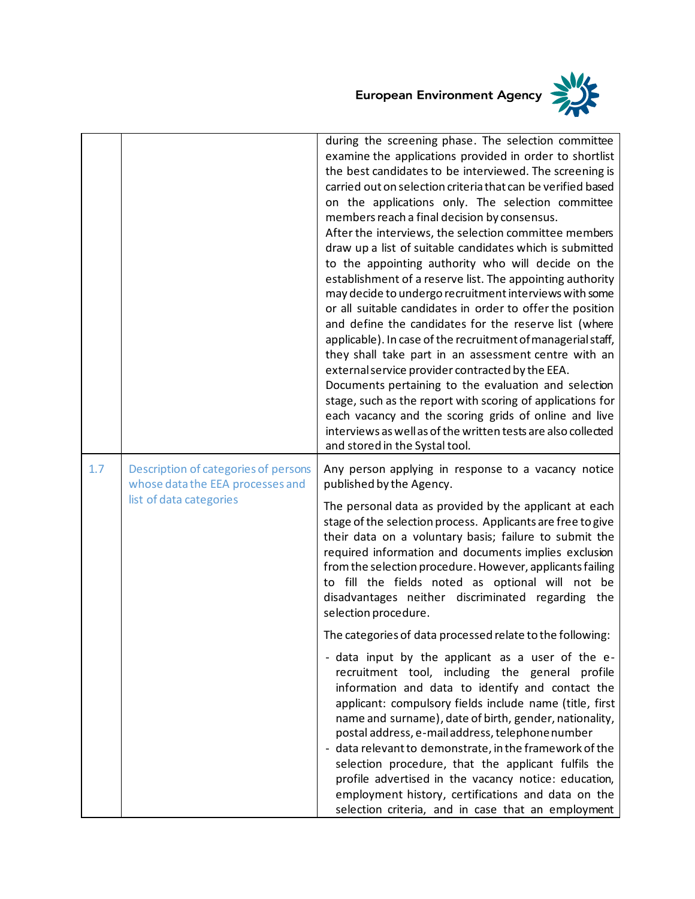| | | |
|---|---|---|
| | | during the screening phase. The selection committee examine the applications provided in order to shortlist the best candidates to be interviewed. The screening is carried out on selection criteria that can be verified based on the applications only. The selection committee members reach a final decision by consensus.<br>After the interviews, the selection committee members draw up a list of suitable candidates which is submitted to the appointing authority who will decide on the establishment of a reserve list. The appointing authority may decide to undergo recruitment interviews with some or all suitable candidates in order to offer the position and define the candidates for the reserve list (where applicable). In case of the recruitment of managerial staff, they shall take part in an assessment centre with an external service provider contracted by the EEA.<br>Documents pertaining to the evaluation and selection stage, such as the report with scoring of applications for each vacancy and the scoring grids of online and live interviews as well as of the written tests are also collected and stored in the Systal tool. |
| 1.7 | Description of categories of persons whose data the EEA processes and list of data categories | Any person applying in response to a vacancy notice published by the Agency.<br><br>The personal data as provided by the applicant at each stage of the selection process. Applicants are free to give their data on a voluntary basis; failure to submit the required information and documents implies exclusion from the selection procedure. However, applicants failing to fill the fields noted as optional will not be disadvantages neither discriminated regarding the selection procedure.<br><br>The categories of data processed relate to the following:<br><br>- data input by the applicant as a user of the e-recruitment tool, including the general profile information and data to identify and contact the applicant: compulsory fields include name (title, first name and surname), date of birth, gender, nationality, postal address, e-mail address, telephone number<br>- data relevant to demonstrate, in the framework of the selection procedure, that the applicant fulfils the profile advertised in the vacancy notice: education, employment history, certifications and data on the selection criteria, and in case that an employment |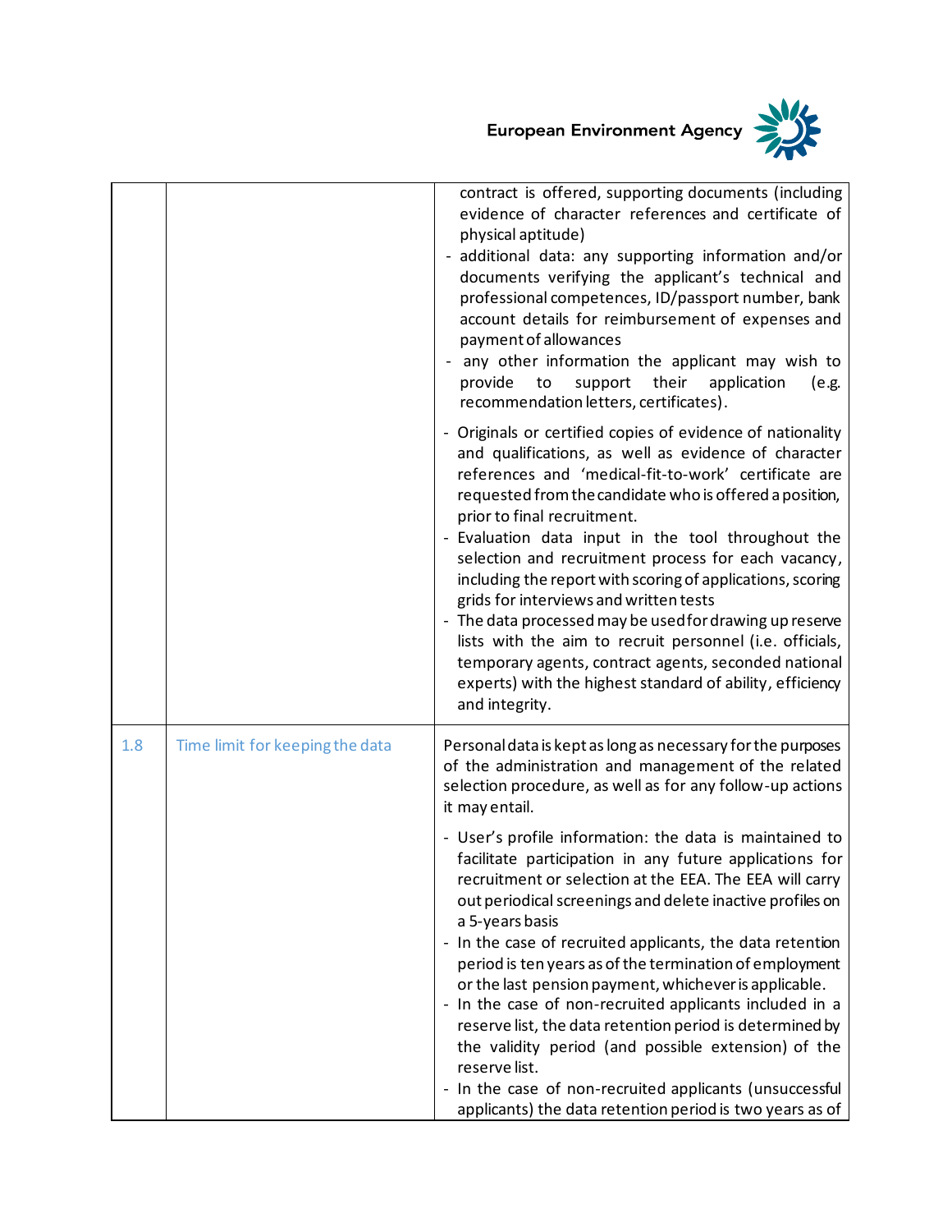| | | |
|---|---|---|
| | | contract is offered, supporting documents (including evidence of character references and certificate of physical aptitude)<br>- additional data: any supporting information and/or documents verifying the applicant's technical and professional competences, ID/passport number, bank account details for reimbursement of expenses and payment of allowances<br>- any other information the applicant may wish to provide to support their application (e.g. recommendation letters, certificates).<br><br>- Originals or certified copies of evidence of nationality and qualifications, as well as evidence of character references and 'medical-fit-to-work' certificate are requested from the candidate who is offered a position, prior to final recruitment.<br>- Evaluation data input in the tool throughout the selection and recruitment process for each vacancy, including the report with scoring of applications, scoring grids for interviews and written tests<br>- The data processed may be used for drawing up reserve lists with the aim to recruit personnel (i.e. officials, temporary agents, contract agents, seconded national experts) with the highest standard of ability, efficiency and integrity. |
| 1.8 | Time limit for keeping the data | Personal data is kept as long as necessary for the purposes of the administration and management of the related selection procedure, as well as for any follow-up actions it may entail.<br><br>- User's profile information: the data is maintained to facilitate participation in any future applications for recruitment or selection at the EEA. The EEA will carry out periodical screenings and delete inactive profiles on a 5-years basis<br>- In the case of recruited applicants, the data retention period is ten years as of the termination of employment or the last pension payment, whichever is applicable.<br>- In the case of non-recruited applicants included in a reserve list, the data retention period is determined by the validity period (and possible extension) of the reserve list.<br>- In the case of non-recruited applicants (unsuccessful applicants) the data retention period is two years as of |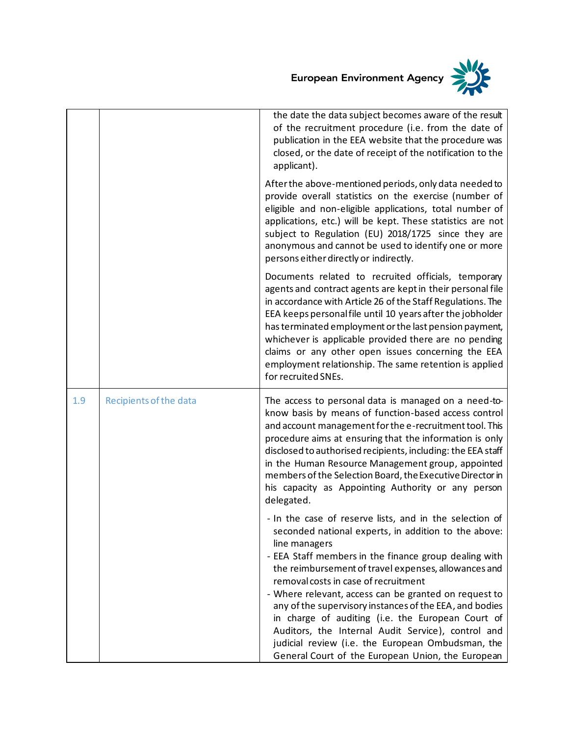| | | |
|---|---|---|
| | | the date the data subject becomes aware of the result of the recruitment procedure (i.e. from the date of publication in the EEA website that the procedure was closed, or the date of receipt of the notification to the applicant).<br><br>After the above-mentioned periods, only data needed to provide overall statistics on the exercise (number of eligible and non-eligible applications, total number of applications, etc.) will be kept. These statistics are not subject to Regulation (EU) 2018/1725 since they are anonymous and cannot be used to identify one or more persons either directly or indirectly.<br><br>Documents related to recruited officials, temporary agents and contract agents are kept in their personal file in accordance with Article 26 of the Staff Regulations. The EEA keeps personal file until 10 years after the jobholder has terminated employment or the last pension payment, whichever is applicable provided there are no pending claims or any other open issues concerning the EEA employment relationship. The same retention is applied for recruited SNEs. |
| 1.9 | Recipients of the data | The access to personal data is managed on a need-to-know basis by means of function-based access control and account management for the e-recruitment tool. This procedure aims at ensuring that the information is only disclosed to authorised recipients, including: the EEA staff in the Human Resource Management group, appointed members of the Selection Board, the Executive Director in his capacity as Appointing Authority or any person delegated.<br><br>- In the case of reserve lists, and in the selection of seconded national experts, in addition to the above: line managers<br>- EEA Staff members in the finance group dealing with the reimbursement of travel expenses, allowances and removal costs in case of recruitment<br>- Where relevant, access can be granted on request to any of the supervisory instances of the EEA, and bodies in charge of auditing (i.e. the European Court of Auditors, the Internal Audit Service), control and judicial review (i.e. the European Ombudsman, the General Court of the European Union, the European |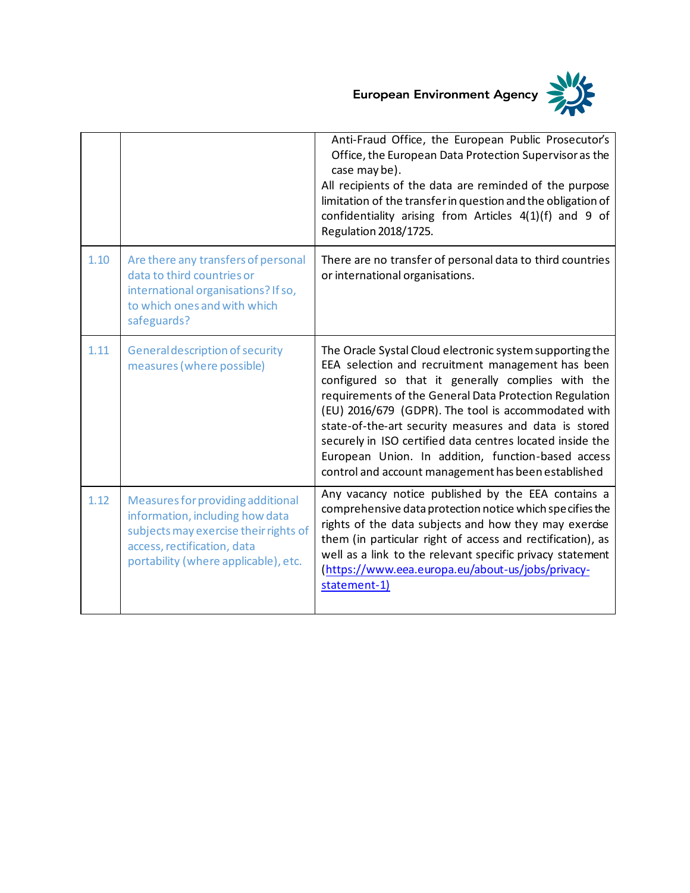| | | |
|---|---|---|
| | | Anti-Fraud Office, the European Public Prosecutor's Office, the European Data Protection Supervisor as the case may be). All recipients of the data are reminded of the purpose limitation of the transfer in question and the obligation of confidentiality arising from Articles 4(1)(f) and 9 of Regulation 2018/1725. |
| 1.10 | Are there any transfers of personal data to third countries or international organisations? If so, to which ones and with which safeguards? | There are no transfer of personal data to third countries or international organisations. |
| 1.11 | General description of security measures (where possible) | The Oracle Systal Cloud electronic system supporting the EEA selection and recruitment management has been configured so that it generally complies with the requirements of the General Data Protection Regulation (EU) 2016/679 (GDPR). The tool is accommodated with state-of-the-art security measures and data is stored securely in ISO certified data centres located inside the European Union. In addition, function-based access control and account management has been established |
| 1.12 | Measures for providing additional information, including how data subjects may exercise their rights of access, rectification, data portability (where applicable), etc. | Any vacancy notice published by the EEA contains a comprehensive data protection notice which specifies the rights of the data subjects and how they may exercise them (in particular right of access and rectification), as well as a link to the relevant specific privacy statement (https://www.eea.europa.eu/about-us/jobs/privacy-statement-1) |